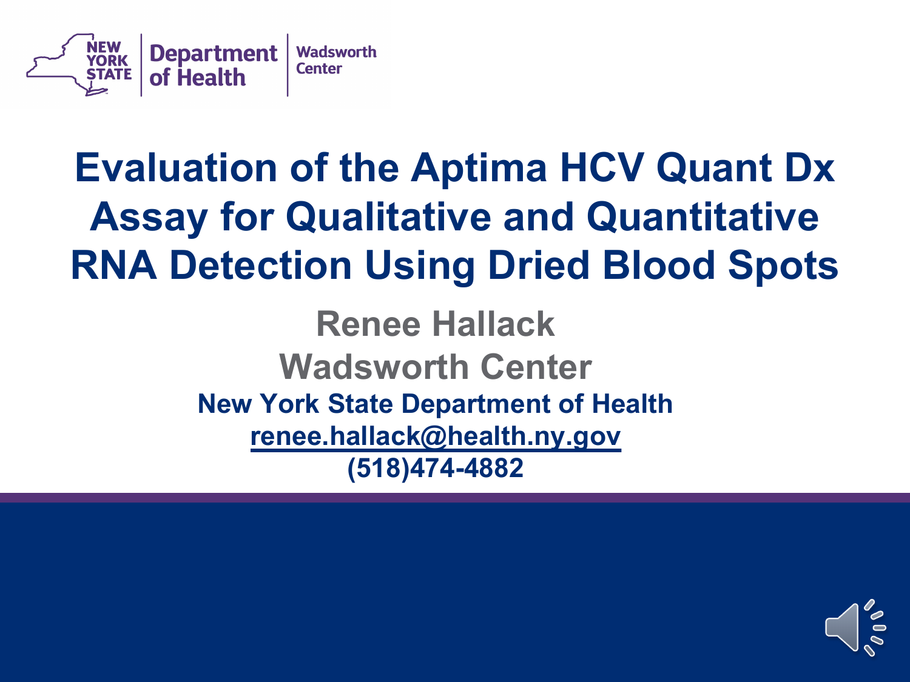New York State Department of Health | Wadsworth Center

# Evaluation of the Aptima HCV Quant Dx Assay for Qualitative and Quantitative RNA Detection Using Dried Blood Spots

**Renee Hallack**

**Wadsworth Center**

**New York State Department of Health**

**renee.hallack@health.ny.gov**

**(518)474-4882**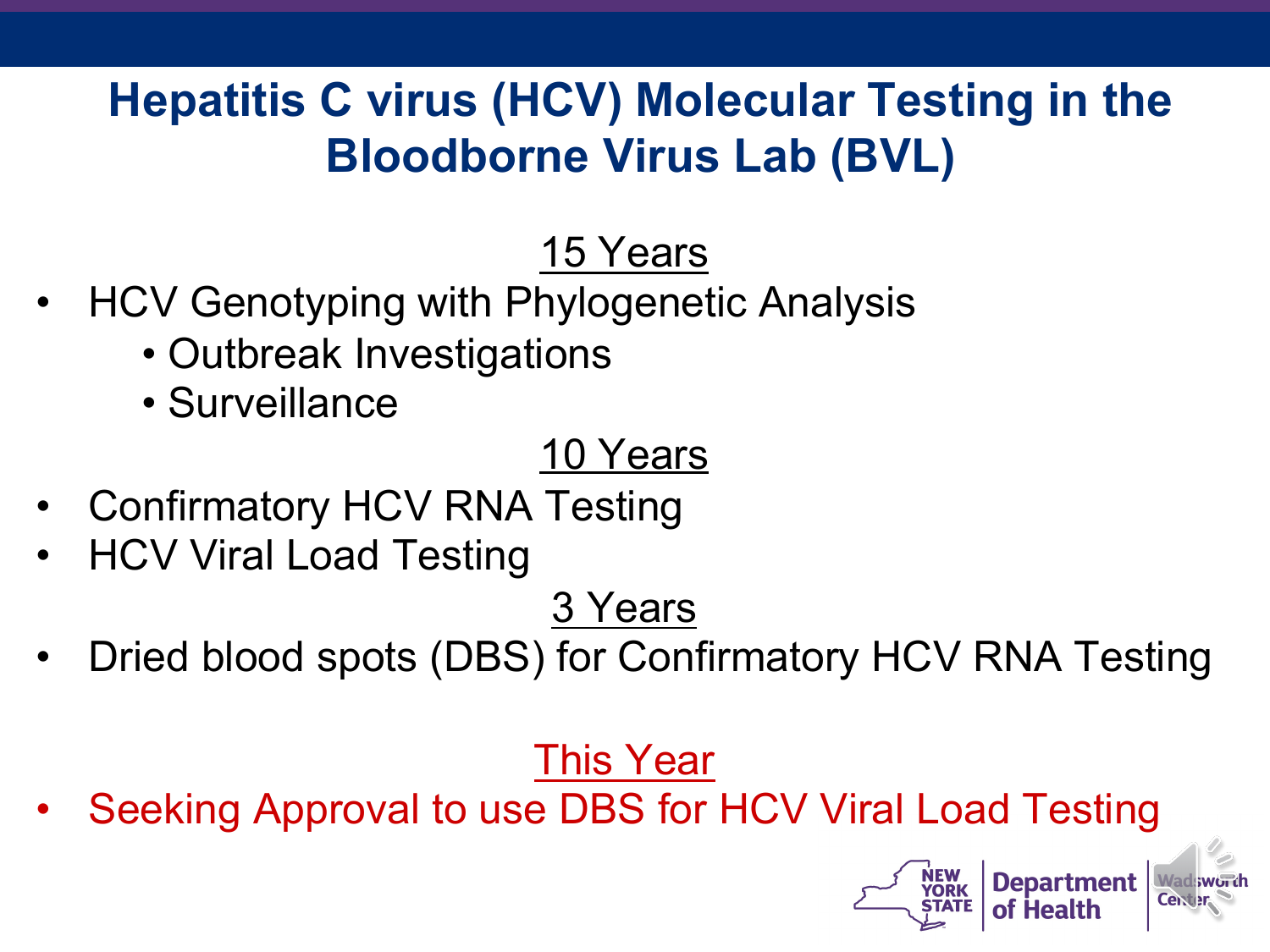# Hepatitis C virus (HCV) Molecular Testing in the Bloodborne Virus Lab (BVL)

15 Years

- HCV Genotyping with Phylogenetic Analysis
  - Outbreak Investigations
  - Surveillance

10 Years

- Confirmatory HCV RNA Testing
- HCV Viral Load Testing

3 Years

- Dried blood spots (DBS) for Confirmatory HCV RNA Testing

This Year

- Seeking Approval to use DBS for HCV Viral Load Testing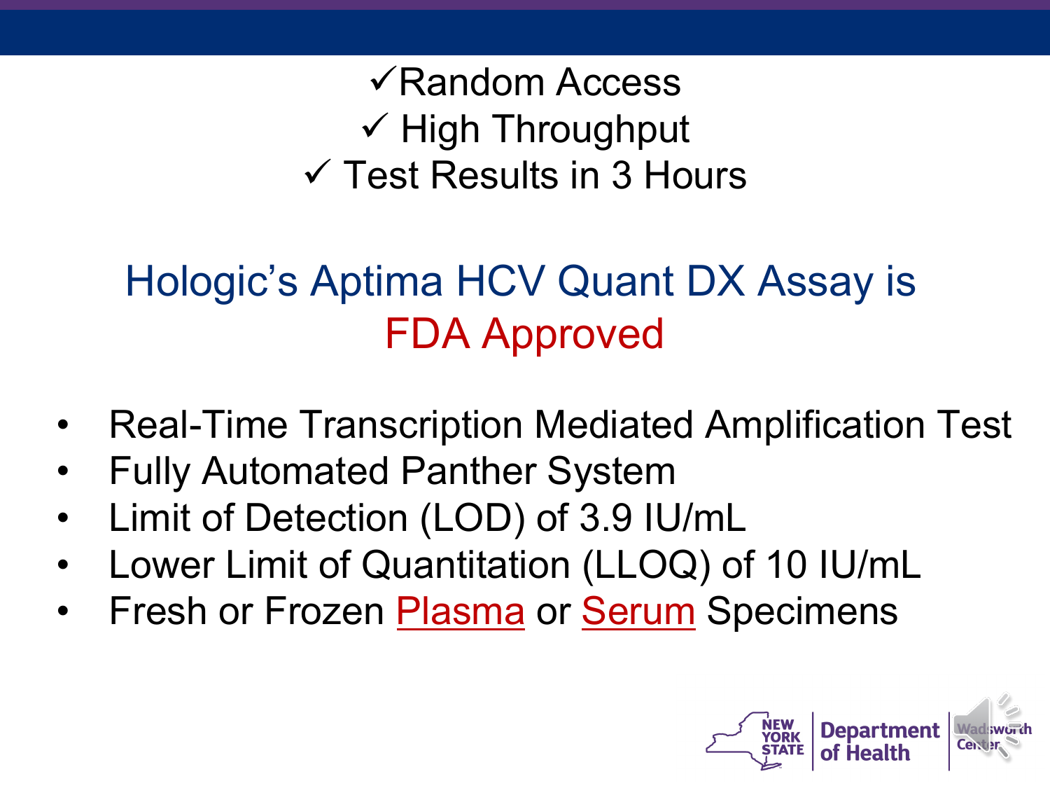✓Random Access

✓ High Throughput

✓ Test Results in 3 Hours

## Hologic's Aptima HCV Quant DX Assay is FDA Approved

- Real-Time Transcription Mediated Amplification Test
- Fully Automated Panther System
- Limit of Detection (LOD) of 3.9 IU/mL
- Lower Limit of Quantitation (LLOQ) of 10 IU/mL
- Fresh or Frozen Plasma or Serum Specimens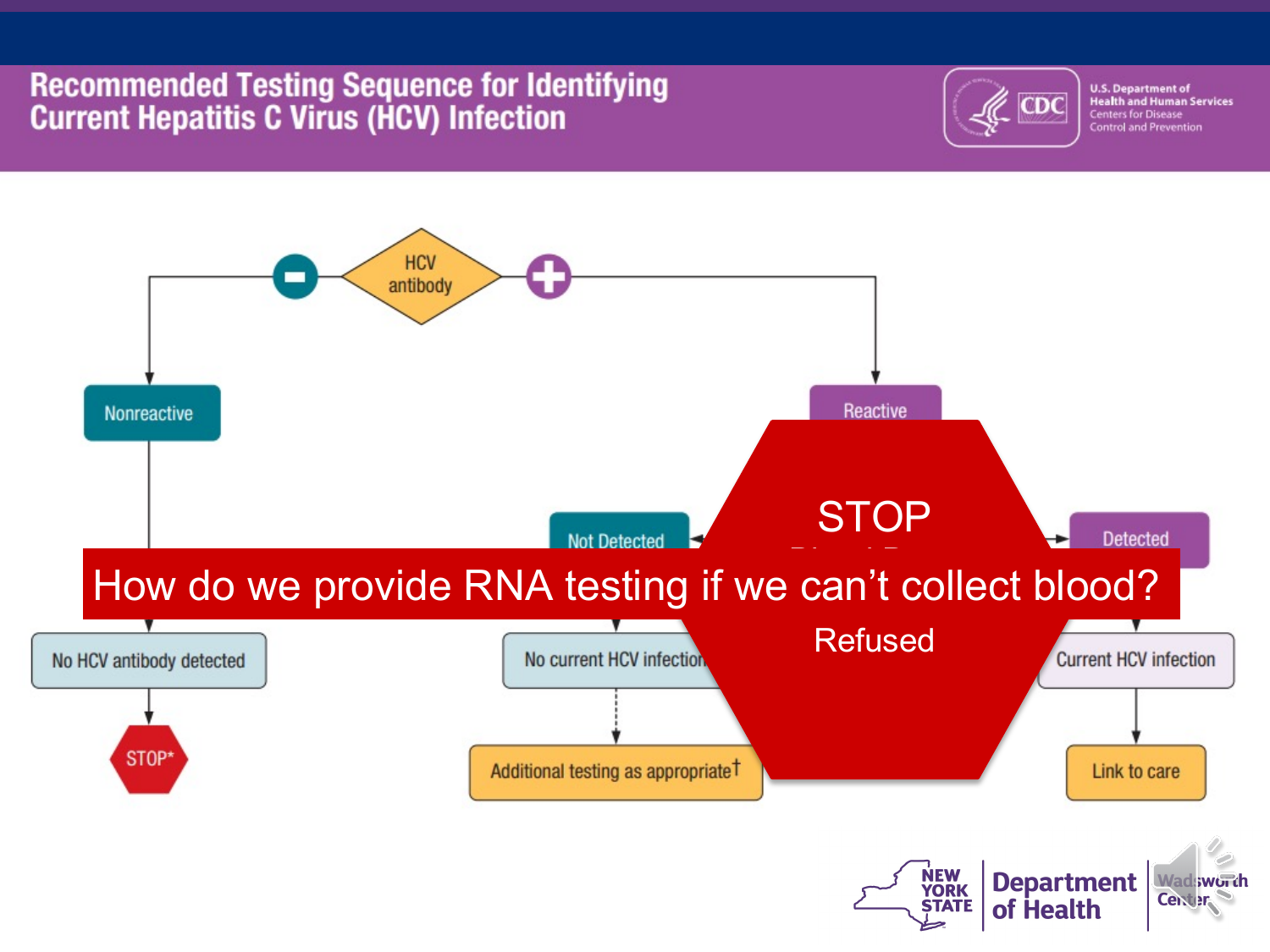# Recommended Testing Sequence for Identifying Current Hepatitis C Virus (HCV) Infection

HCV antibody

- (−) Nonreactive → No HCV antibody detected → STOP*
- (+) Reactive
  - Not Detected → No current HCV infection → Additional testing as appropriate†
  - Detected → Current HCV infection → Link to care

STOP

Refused

How do we provide RNA testing if we can't collect blood?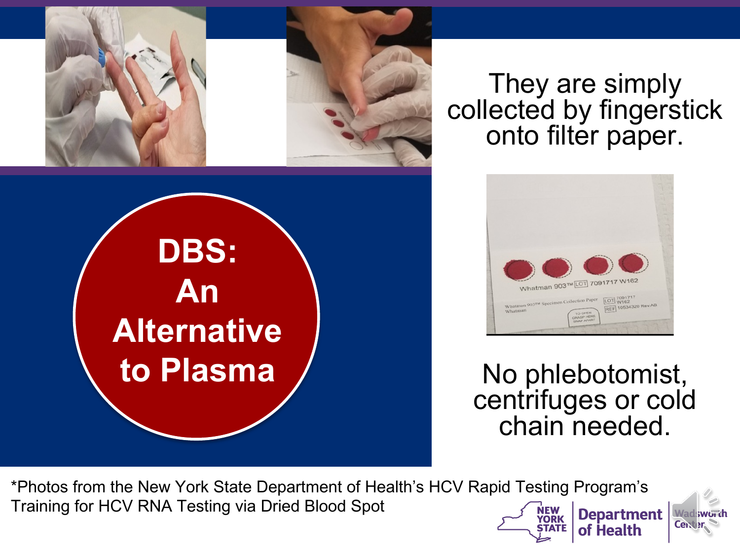# DBS: An Alternative to Plasma

They are simply collected by fingerstick onto filter paper.

No phlebotomist, centrifuges or cold chain needed.

*Photos from the New York State Department of Health's HCV Rapid Testing Program's Training for HCV RNA Testing via Dried Blood Spot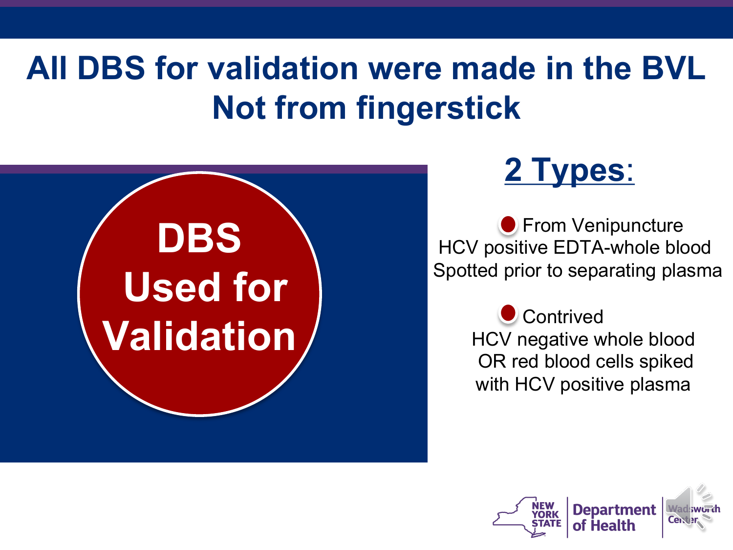# All DBS for validation were made in the BVL Not from fingerstick

**DBS Used for Validation**

## 2 Types:

- From Venipuncture
  HCV positive EDTA-whole blood
  Spotted prior to separating plasma

- Contrived
  HCV negative whole blood
  OR red blood cells spiked
  with HCV positive plasma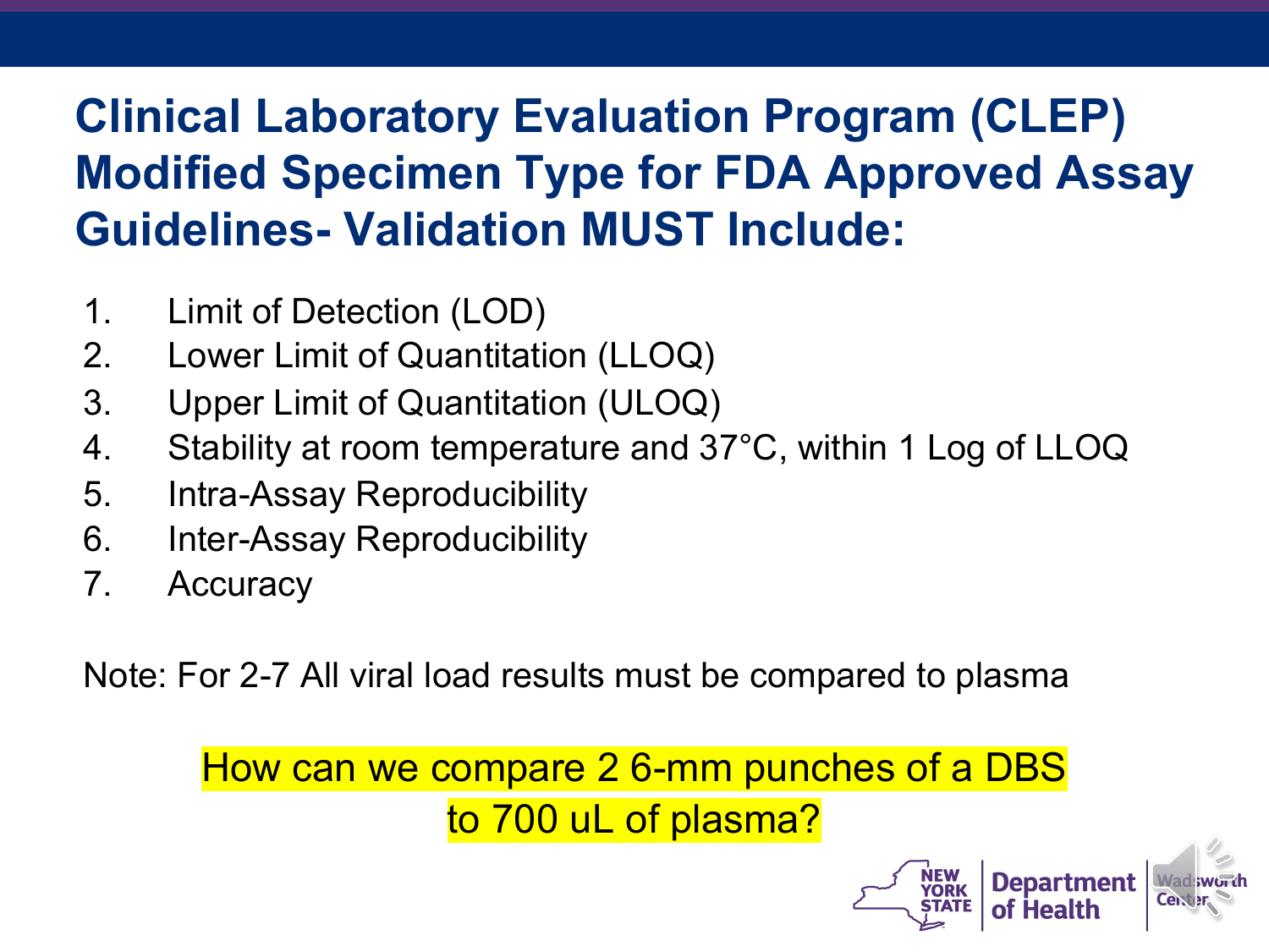# Clinical Laboratory Evaluation Program (CLEP) Modified Specimen Type for FDA Approved Assay Guidelines- Validation MUST Include:

1. Limit of Detection (LOD)
2. Lower Limit of Quantitation (LLOQ)
3. Upper Limit of Quantitation (ULOQ)
4. Stability at room temperature and 37°C, within 1 Log of LLOQ
5. Intra-Assay Reproducibility
6. Inter-Assay Reproducibility
7. Accuracy

Note: For 2-7 All viral load results must be compared to plasma

How can we compare 2 6-mm punches of a DBS to 700 uL of plasma?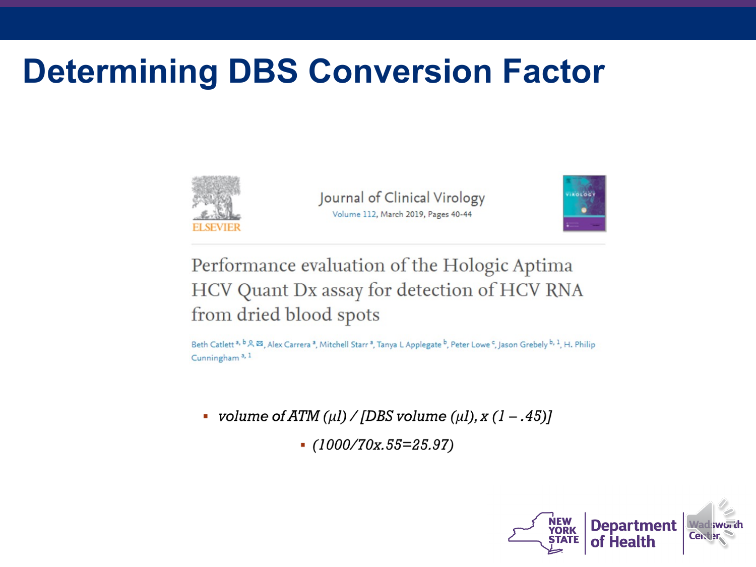# Determining DBS Conversion Factor

Journal of Clinical Virology
Volume 112, March 2019, Pages 40-44

Performance evaluation of the Hologic Aptima HCV Quant Dx assay for detection of HCV RNA from dried blood spots

Beth Catlett[a,b], Alex Carrera[a], Mitchell Starr[a], Tanya L Applegate[b], Peter Lowe[c], Jason Grebely[b,1], H. Philip Cunningham[a,1]

- *volume of ATM (μl) / [DBS volume (μl), x (1 – .45)]*
  - *(1000/70x.55=25.97)*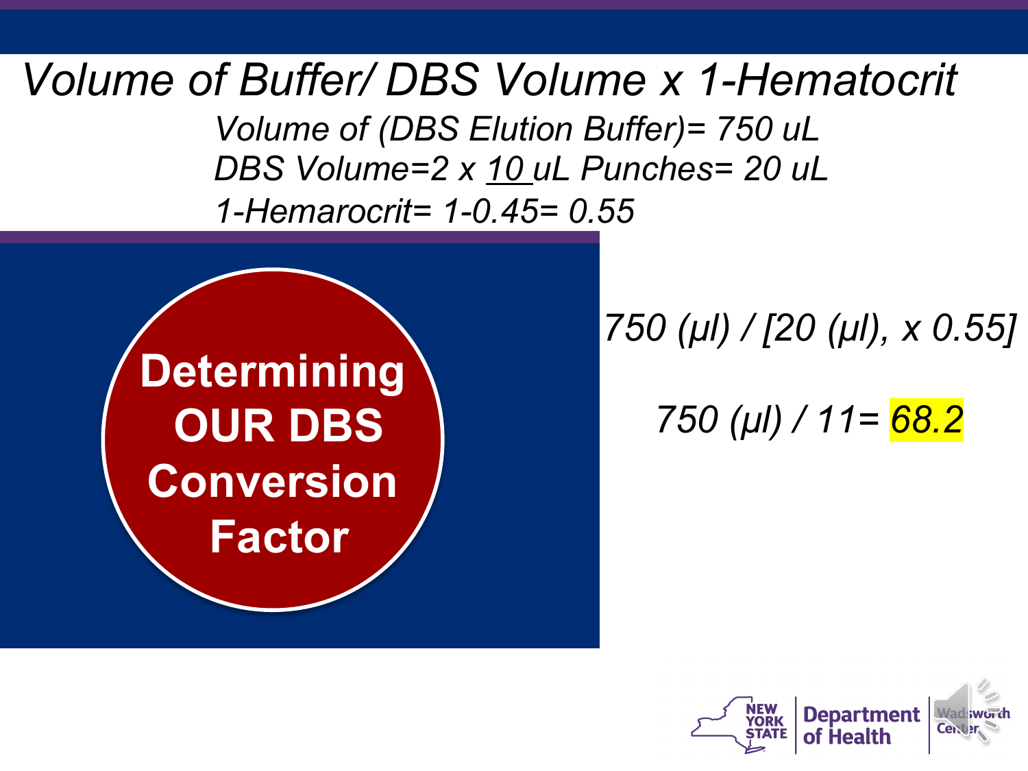# *Volume of Buffer/ DBS Volume x 1-Hematocrit*

*Volume of (DBS Elution Buffer)= 750 uL*

*DBS Volume=2 x 10 uL Punches= 20 uL*

*1-Hemarocrit= 1-0.45= 0.55*

## Determining OUR DBS Conversion Factor

*750 (µl) / [20 (µl), x 0.55]*

*750 (µl) / 11= 68.2*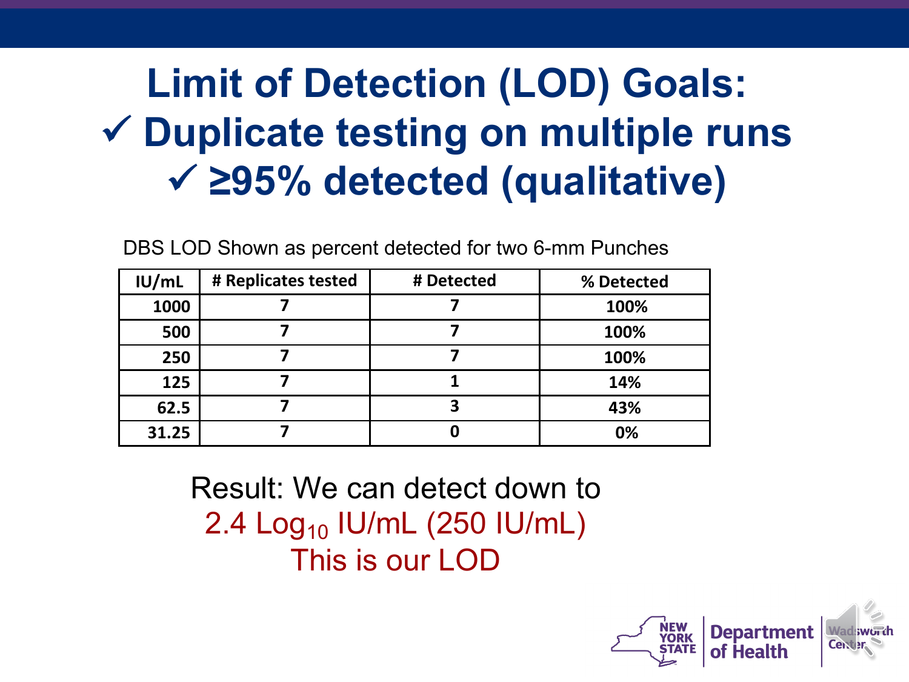# Limit of Detection (LOD) Goals:

## ✓ Duplicate testing on multiple runs

## ✓ ≥95% detected (qualitative)

DBS LOD Shown as percent detected for two 6-mm Punches

| IU/mL | # Replicates tested | # Detected | % Detected |
|---|---|---|---|
| 1000 | 7 | 7 | 100% |
| 500 | 7 | 7 | 100% |
| 250 | 7 | 7 | 100% |
| 125 | 7 | 1 | 14% |
| 62.5 | 7 | 3 | 43% |
| 31.25 | 7 | 0 | 0% |

Result: We can detect down to

2.4 $Log_{10}$ IU/mL (250 IU/mL)

This is our LOD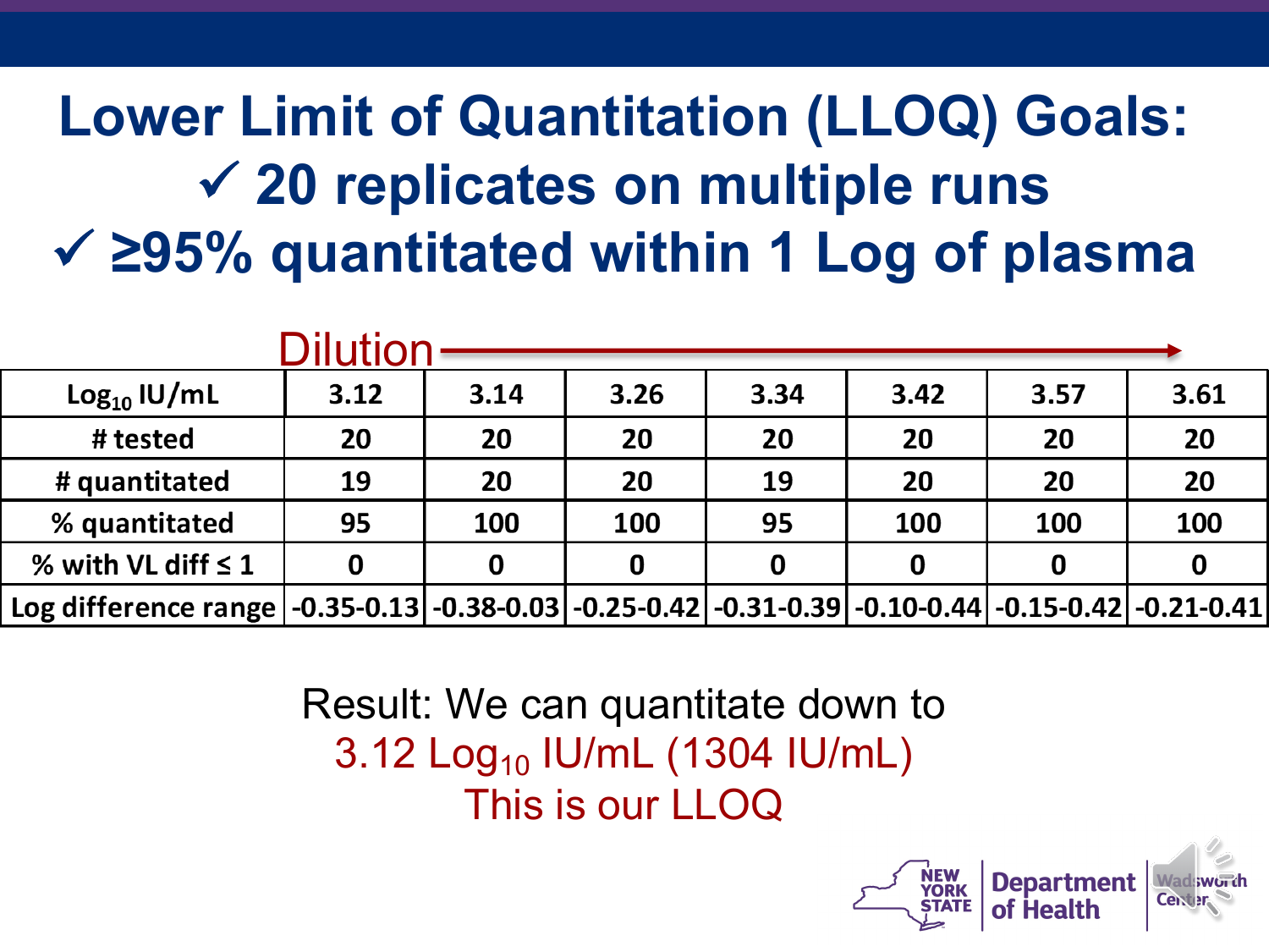# Lower Limit of Quantitation (LLOQ) Goals:

## ✓ 20 replicates on multiple runs

## ✓ ≥95% quantitated within 1 Log of plasma

Dilution →

| $Log_{10}$ IU/mL | 3.12 | 3.14 | 3.26 | 3.34 | 3.42 | 3.57 | 3.61 |
|---|---|---|---|---|---|---|---|
| # tested | 20 | 20 | 20 | 20 | 20 | 20 | 20 |
| # quantitated | 19 | 20 | 20 | 19 | 20 | 20 | 20 |
| % quantitated | 95 | 100 | 100 | 95 | 100 | 100 | 100 |
| % with VL diff ≤ 1 | 0 | 0 | 0 | 0 | 0 | 0 | 0 |
| Log difference range | -0.35-0.13 | -0.38-0.03 | -0.25-0.42 | -0.31-0.39 | -0.10-0.44 | -0.15-0.42 | -0.21-0.41 |

Result: We can quantitate down to
3.12 $Log_{10}$ IU/mL (1304 IU/mL)
This is our LLOQ

NEW YORK STATE | Department of Health | Wadsworth Center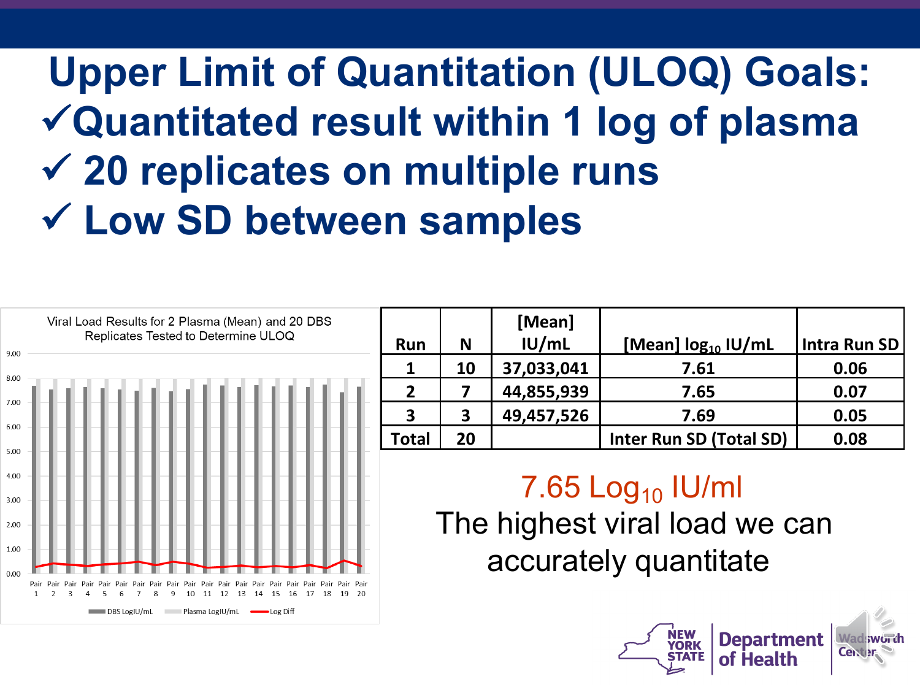# Upper Limit of Quantitation (ULOQ) Goals:

- ✓Quantitated result within 1 log of plasma
- ✓ 20 replicates on multiple runs
- ✓ Low SD between samples

Viral Load Results for 2 Plasma (Mean) and 20 DBS Replicates Tested to Determine ULOQ

DBS LogIU/mL | Plasma LogIU/mL | Log Diff

| Run | N | [Mean] IU/mL | [Mean] $\log_{10}$ IU/mL | Intra Run SD |
|---|---|---|---|---|
| 1 | 10 | 37,033,041 | 7.61 | 0.06 |
| 2 | 7 | 44,855,939 | 7.65 | 0.07 |
| 3 | 3 | 49,457,526 | 7.69 | 0.05 |
| Total | 20 | | Inter Run SD (Total SD) | 0.08 |

7.65 $\text{Log}_{10}$ IU/ml

The highest viral load we can accurately quantitate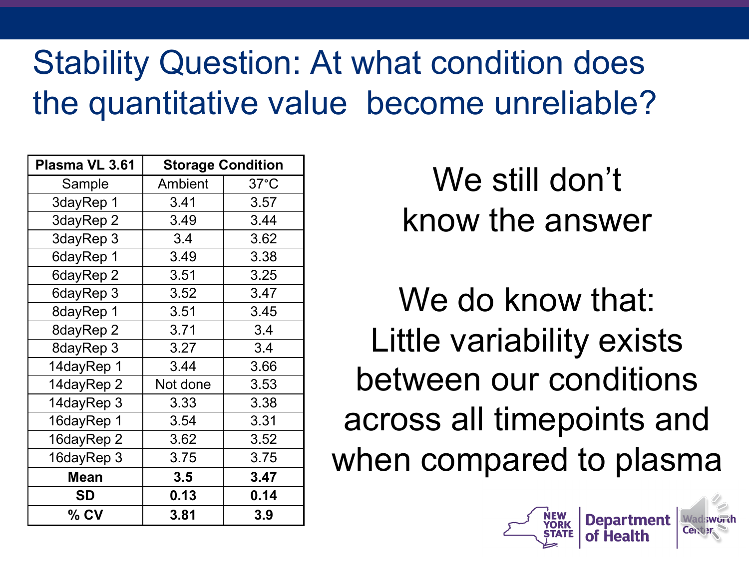# Stability Question: At what condition does the quantitative value become unreliable?

| Plasma VL 3.61 | Storage Condition | |
|---|---|---|
| Sample | Ambient | 37°C |
| 3dayRep 1 | 3.41 | 3.57 |
| 3dayRep 2 | 3.49 | 3.44 |
| 3dayRep 3 | 3.4 | 3.62 |
| 6dayRep 1 | 3.49 | 3.38 |
| 6dayRep 2 | 3.51 | 3.25 |
| 6dayRep 3 | 3.52 | 3.47 |
| 8dayRep 1 | 3.51 | 3.45 |
| 8dayRep 2 | 3.71 | 3.4 |
| 8dayRep 3 | 3.27 | 3.4 |
| 14dayRep 1 | 3.44 | 3.66 |
| 14dayRep 2 | Not done | 3.53 |
| 14dayRep 3 | 3.33 | 3.38 |
| 16dayRep 1 | 3.54 | 3.31 |
| 16dayRep 2 | 3.62 | 3.52 |
| 16dayRep 3 | 3.75 | 3.75 |
| **Mean** | **3.5** | **3.47** |
| **SD** | **0.13** | **0.14** |
| **% CV** | **3.81** | **3.9** |

We still don't know the answer

We do know that: Little variability exists between our conditions across all timepoints and when compared to plasma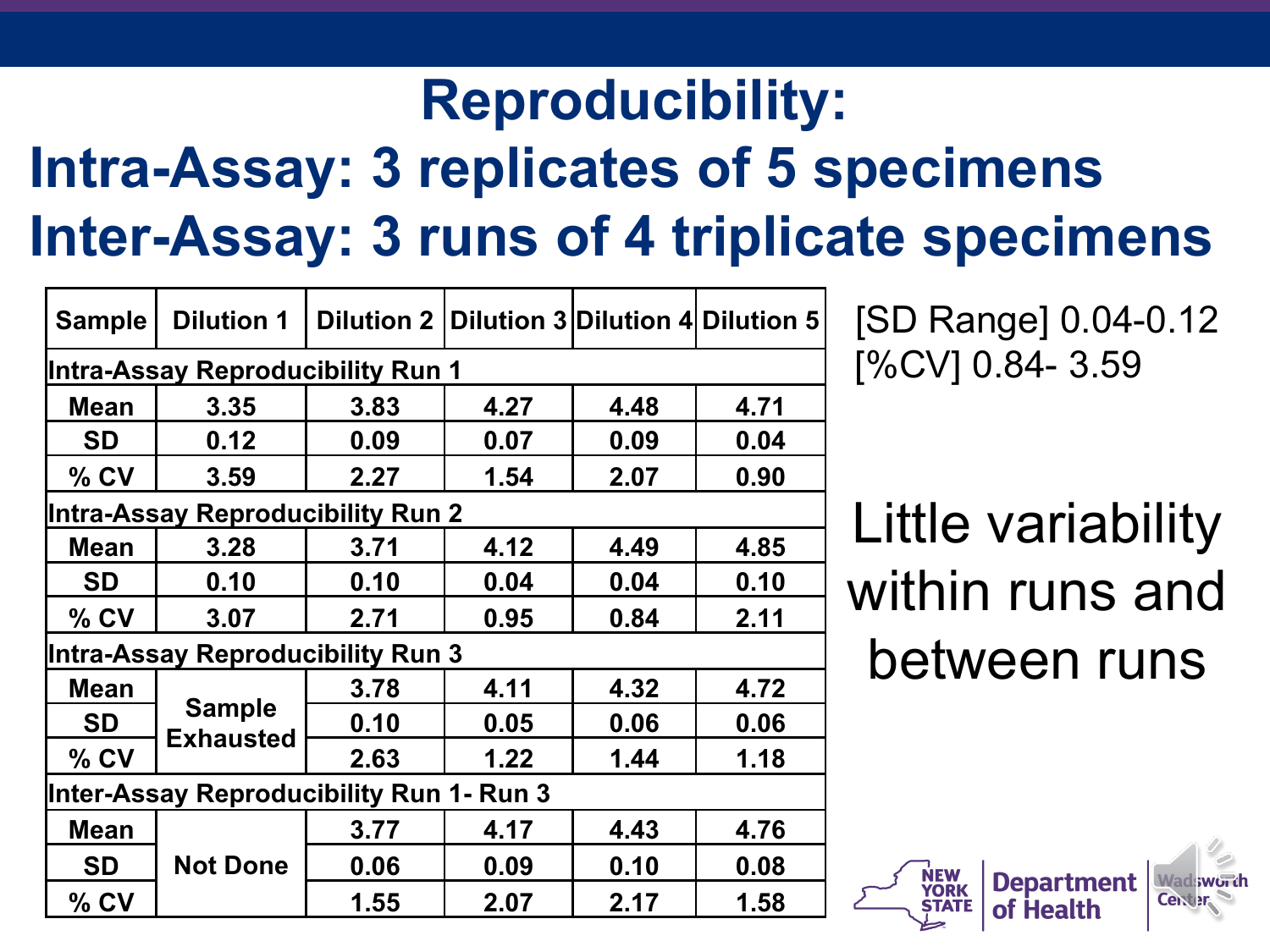# Reproducibility:

## Intra-Assay: 3 replicates of 5 specimens

## Inter-Assay: 3 runs of 4 triplicate specimens

| Sample | Dilution 1 | Dilution 2 | Dilution 3 | Dilution 4 | Dilution 5 |
|---|---|---|---|---|---|
| **Intra-Assay Reproducibility Run 1** | | | | | |
| Mean | 3.35 | 3.83 | 4.27 | 4.48 | 4.71 |
| SD | 0.12 | 0.09 | 0.07 | 0.09 | 0.04 |
| % CV | 3.59 | 2.27 | 1.54 | 2.07 | 0.90 |
| **Intra-Assay Reproducibility Run 2** | | | | | |
| Mean | 3.28 | 3.71 | 4.12 | 4.49 | 4.85 |
| SD | 0.10 | 0.10 | 0.04 | 0.04 | 0.10 |
| % CV | 3.07 | 2.71 | 0.95 | 0.84 | 2.11 |
| **Intra-Assay Reproducibility Run 3** | | | | | |
| Mean | Sample Exhausted | 3.78 | 4.11 | 4.32 | 4.72 |
| SD | | 0.10 | 0.05 | 0.06 | 0.06 |
| % CV | | 2.63 | 1.22 | 1.44 | 1.18 |
| **Inter-Assay Reproducibility Run 1- Run 3** | | | | | |
| Mean | Not Done | 3.77 | 4.17 | 4.43 | 4.76 |
| SD | | 0.06 | 0.09 | 0.10 | 0.08 |
| % CV | | 1.55 | 2.07 | 2.17 | 1.58 |

[SD Range] 0.04-0.12
[%CV] 0.84- 3.59

Little variability within runs and between runs

NEW YORK STATE Department of Health | Wadsworth Center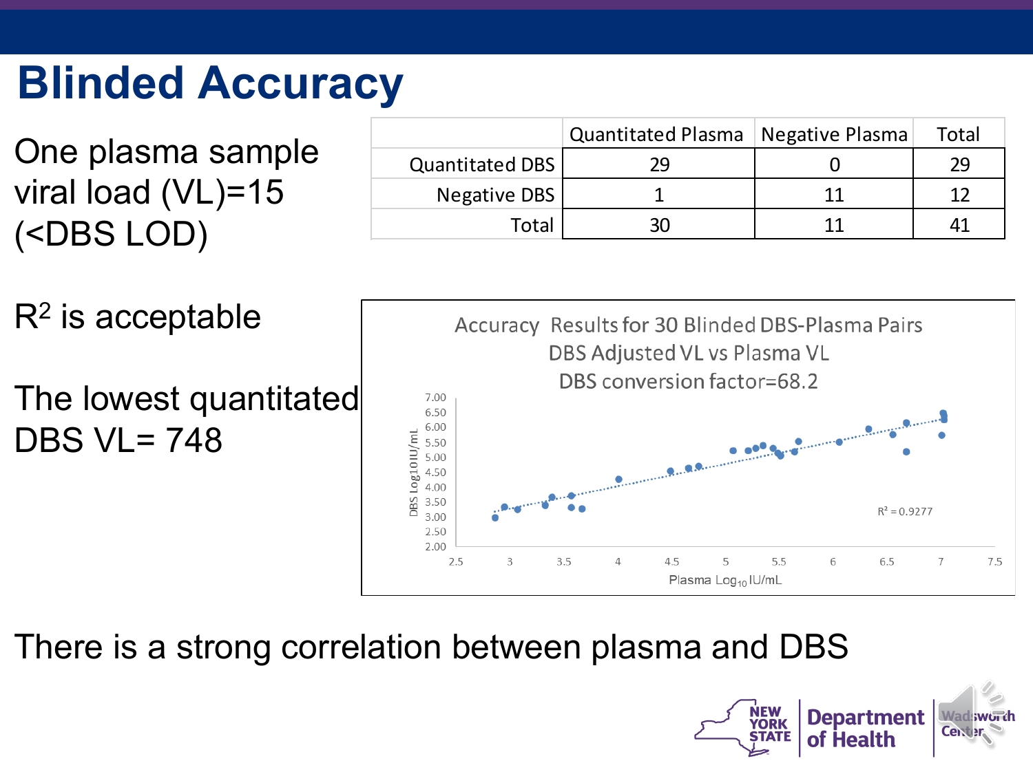# Blinded Accuracy

One plasma sample viral load (VL)=15 (<DBS LOD)

|  | Quantitated Plasma | Negative Plasma | Total |
|---|---|---|---|
| Quantitated DBS | 29 | 0 | 29 |
| Negative DBS | 1 | 11 | 12 |
| Total | 30 | 11 | 41 |

$R^2$ is acceptable

The lowest quantitated DBS VL= 748

Accuracy Results for 30 Blinded DBS-Plasma Pairs
DBS Adjusted VL vs Plasma VL
DBS conversion factor=68.2

$R^2 = 0.9277$

There is a strong correlation between plasma and DBS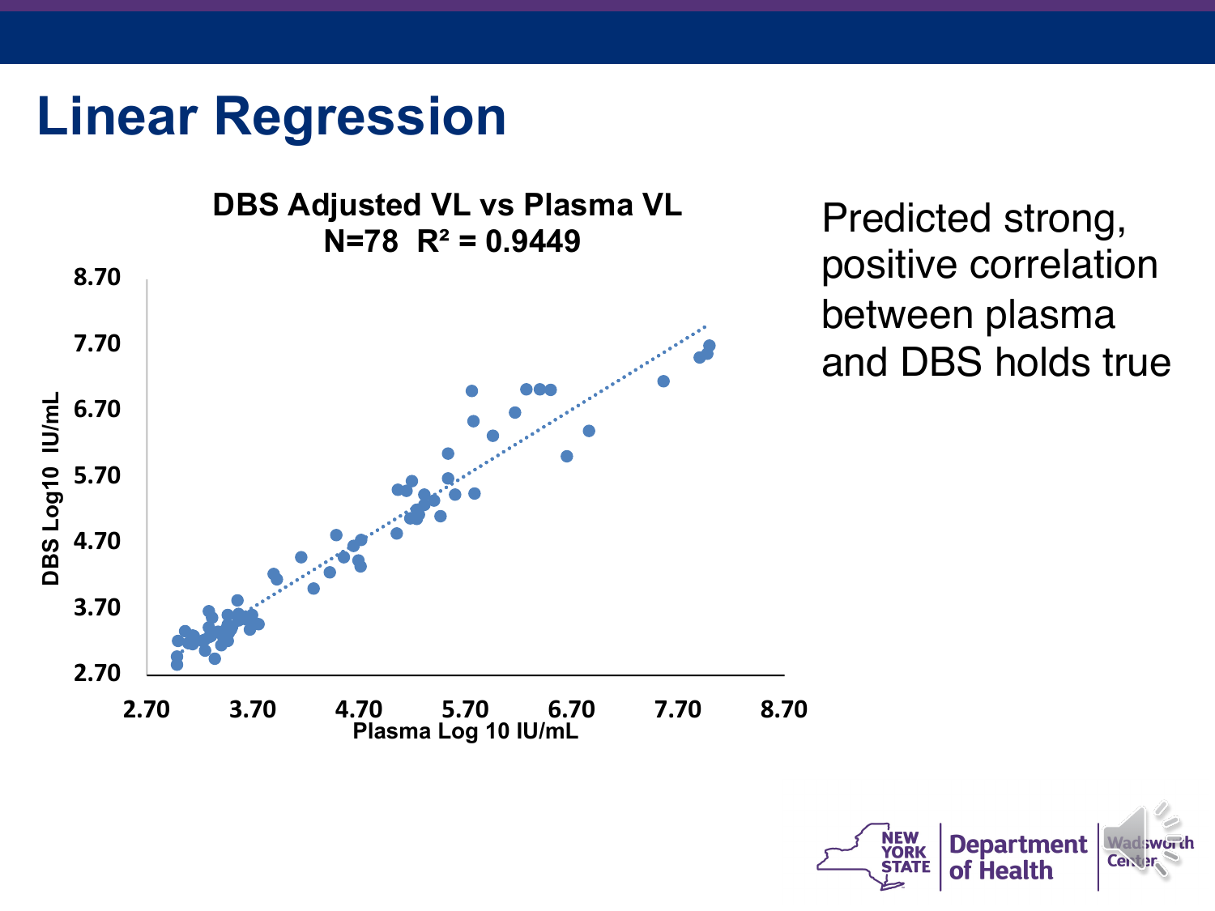# Linear Regression

**DBS Adjusted VL vs Plasma VL**
**N=78 $R^2$ = 0.9449**

Predicted strong, positive correlation between plasma and DBS holds true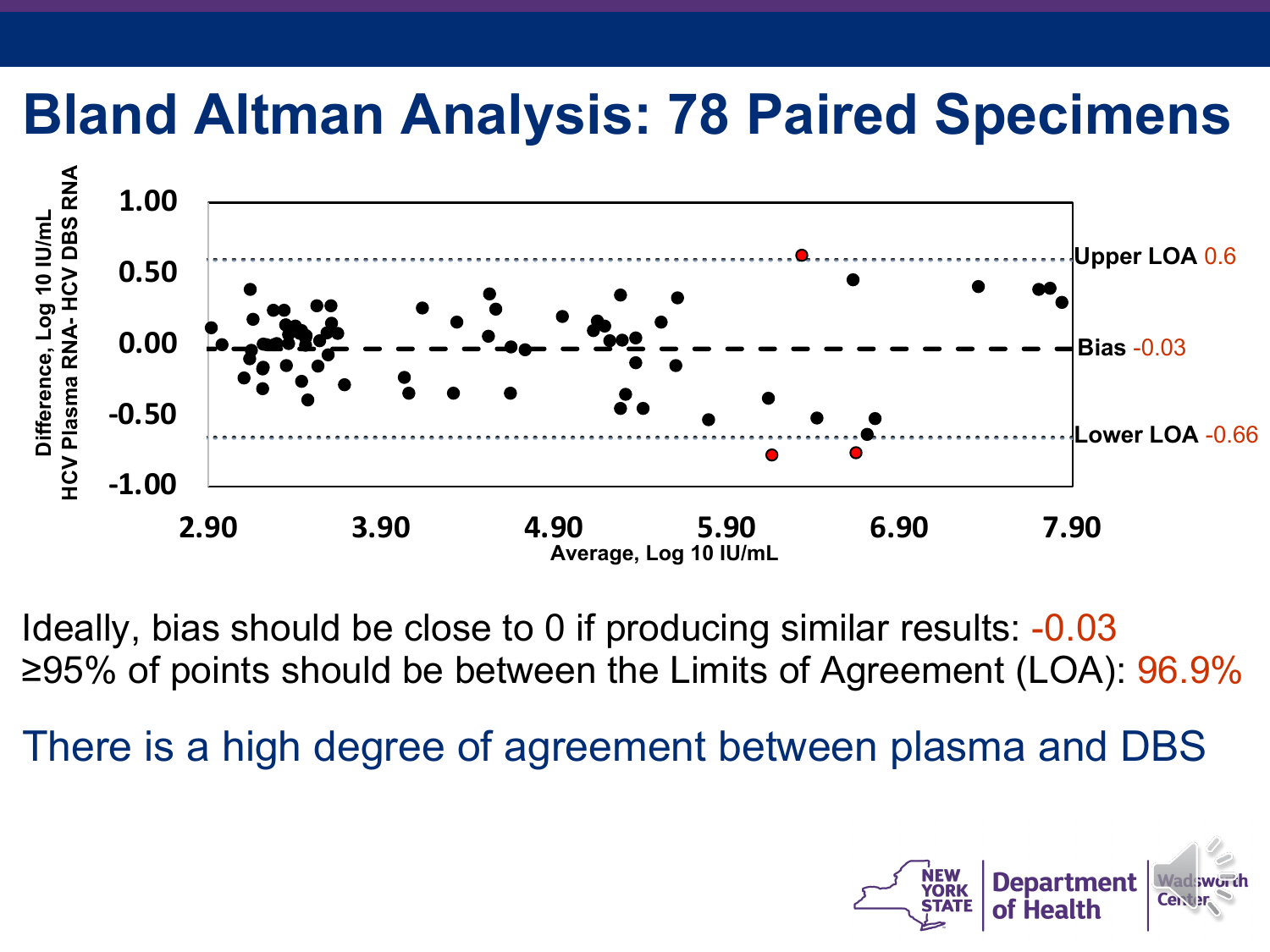# Bland Altman Analysis: 78 Paired Specimens

Difference, Log 10 IU/mL HCV Plasma RNA- HCV DBS RNA

Upper LOA 0.6

Bias -0.03

Lower LOA -0.66

Average, Log 10 IU/mL

Ideally, bias should be close to 0 if producing similar results: -0.03

≥95% of points should be between the Limits of Agreement (LOA): 96.9%

There is a high degree of agreement between plasma and DBS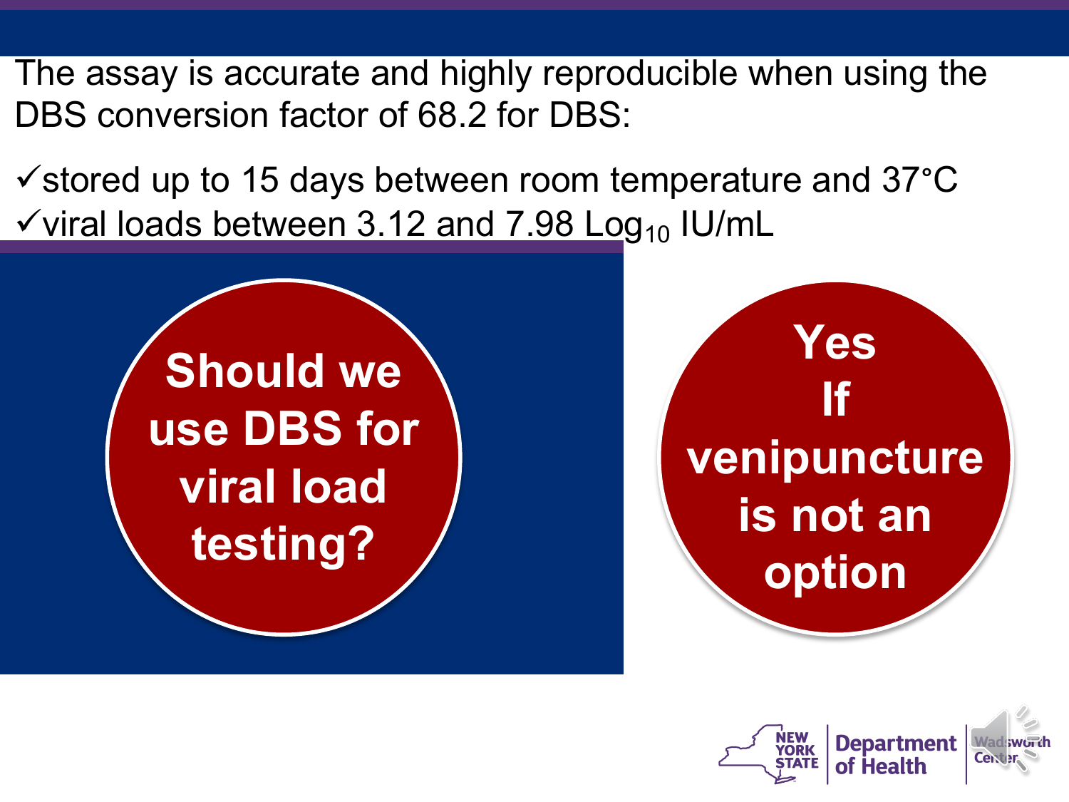The assay is accurate and highly reproducible when using the DBS conversion factor of 68.2 for DBS:

- ✓ stored up to 15 days between room temperature and 37°C
- ✓ viral loads between 3.12 and 7.98 $Log_{10}$ IU/mL

**Should we use DBS for viral load testing?**

**Yes**
**If venipuncture is not an option**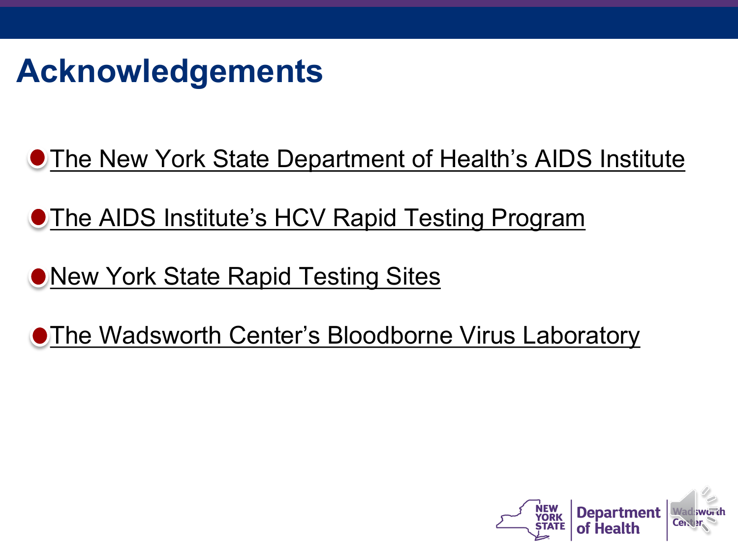# Acknowledgements

- The New York State Department of Health's AIDS Institute
- The AIDS Institute's HCV Rapid Testing Program
- New York State Rapid Testing Sites
- The Wadsworth Center's Bloodborne Virus Laboratory